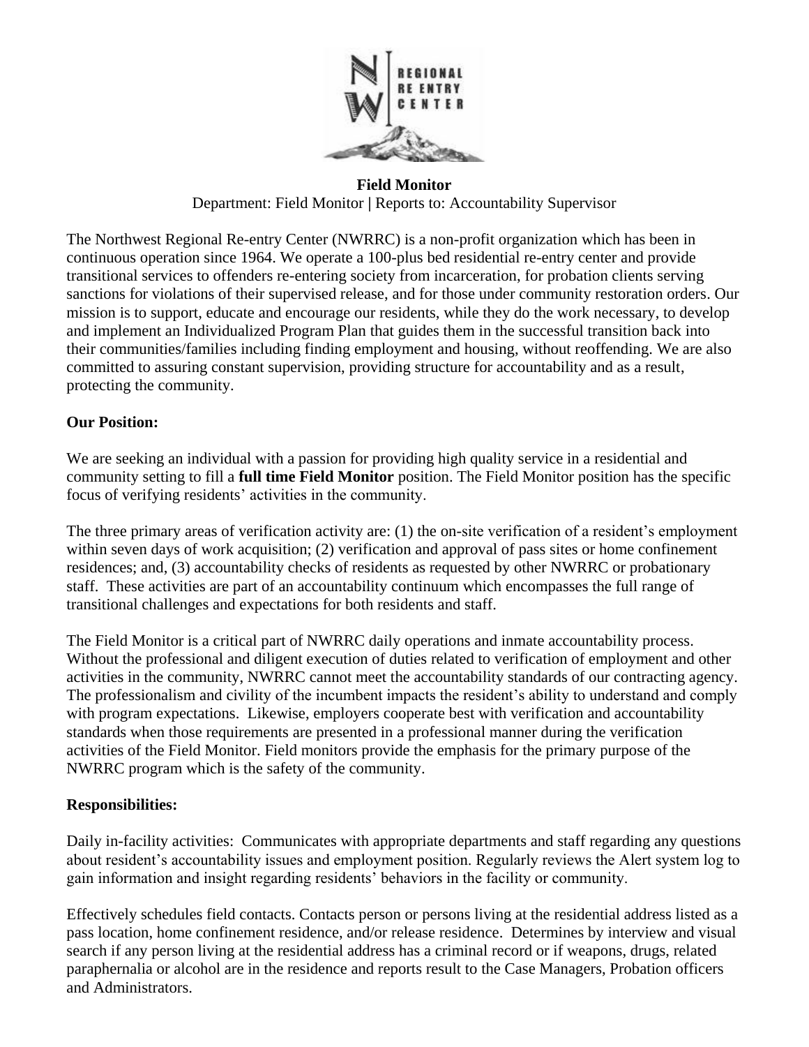# Field Monitor

Department: Field Monitor | Reports to: Accountability Supervisor

The Northwest Regional Re-entry Center (NWRRC) is a non-profit organization which has been in continuous operation since 1964. We operate a 100-plus bed residential re-entry center and provide transitional services to offenders re-entering society from incarceration, for probation clients serving sanctions for violations of their supervised release, and for those under community restoration orders. Our mission is to support, educate and encourage our residents, while they do the work necessary, to develop and implement an Individualized Program Plan that guides them in the successful transition back into their communities/families including finding employment and housing, without reoffending. We are also committed to assuring constant supervision, providing structure for accountability and as a result, protecting the community.

## Our Position:

We are seeking an individual with a passion for providing high quality service in a residential and community setting to fill a **full time Field Monitor** position. The Field Monitor position has the specific focus of verifying residents' activities in the community.

The three primary areas of verification activity are: (1) the on-site verification of a resident's employment within seven days of work acquisition; (2) verification and approval of pass sites or home confinement residences; and, (3) accountability checks of residents as requested by other NWRRC or probationary staff. These activities are part of an accountability continuum which encompasses the full range of transitional challenges and expectations for both residents and staff.

The Field Monitor is a critical part of NWRRC daily operations and inmate accountability process. Without the professional and diligent execution of duties related to verification of employment and other activities in the community, NWRRC cannot meet the accountability standards of our contracting agency. The professionalism and civility of the incumbent impacts the resident's ability to understand and comply with program expectations. Likewise, employers cooperate best with verification and accountability standards when those requirements are presented in a professional manner during the verification activities of the Field Monitor. Field monitors provide the emphasis for the primary purpose of the NWRRC program which is the safety of the community.

## Responsibilities:

Daily in-facility activities: Communicates with appropriate departments and staff regarding any questions about resident's accountability issues and employment position. Regularly reviews the Alert system log to gain information and insight regarding residents' behaviors in the facility or community.

Effectively schedules field contacts. Contacts person or persons living at the residential address listed as a pass location, home confinement residence, and/or release residence. Determines by interview and visual search if any person living at the residential address has a criminal record or if weapons, drugs, related paraphernalia or alcohol are in the residence and reports result to the Case Managers, Probation officers and Administrators.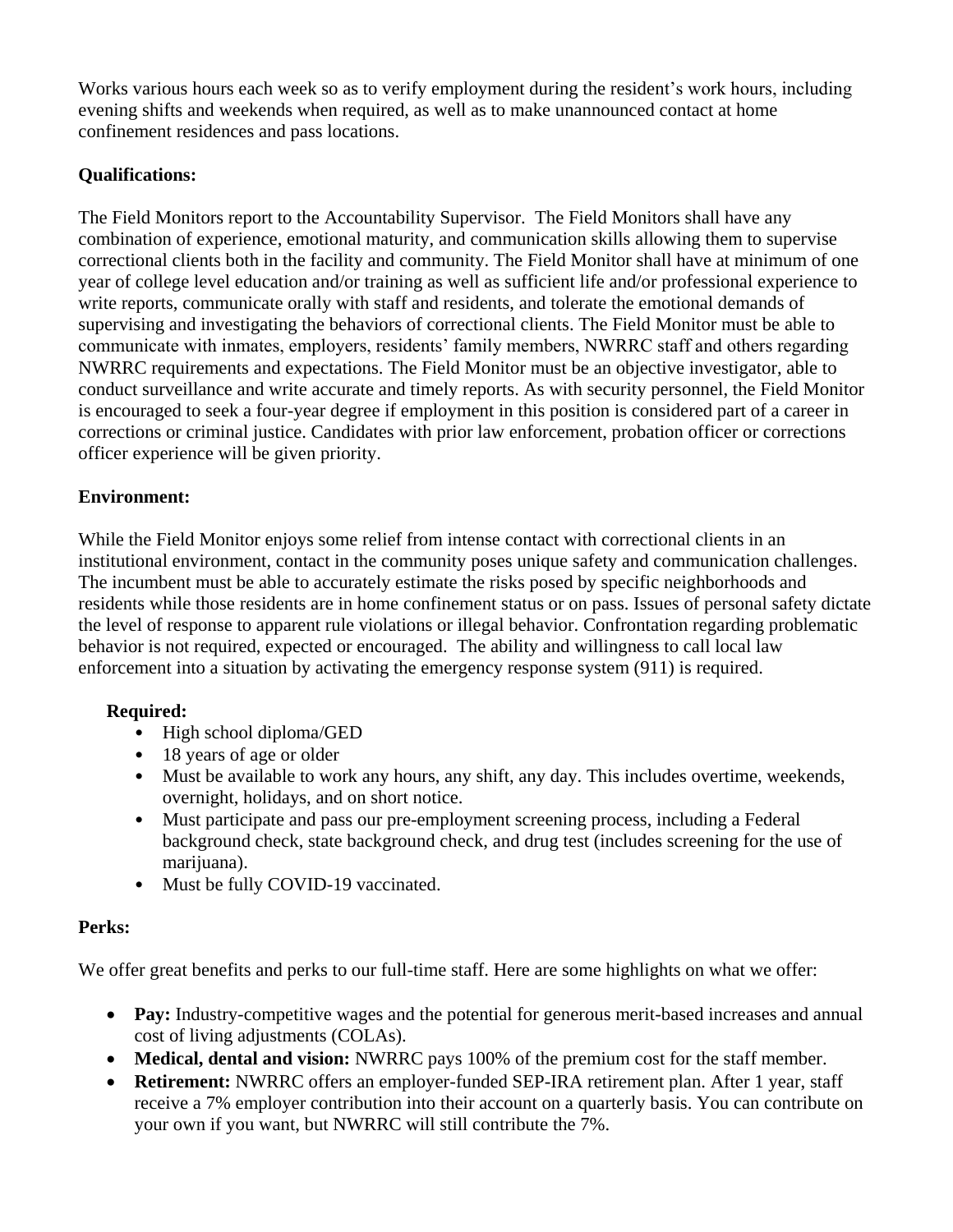Works various hours each week so as to verify employment during the resident's work hours, including evening shifts and weekends when required, as well as to make unannounced contact at home confinement residences and pass locations.

**Qualifications:**

The Field Monitors report to the Accountability Supervisor. The Field Monitors shall have any combination of experience, emotional maturity, and communication skills allowing them to supervise correctional clients both in the facility and community. The Field Monitor shall have at minimum of one year of college level education and/or training as well as sufficient life and/or professional experience to write reports, communicate orally with staff and residents, and tolerate the emotional demands of supervising and investigating the behaviors of correctional clients. The Field Monitor must be able to communicate with inmates, employers, residents' family members, NWRRC staff and others regarding NWRRC requirements and expectations. The Field Monitor must be an objective investigator, able to conduct surveillance and write accurate and timely reports. As with security personnel, the Field Monitor is encouraged to seek a four-year degree if employment in this position is considered part of a career in corrections or criminal justice. Candidates with prior law enforcement, probation officer or corrections officer experience will be given priority.

**Environment:**

While the Field Monitor enjoys some relief from intense contact with correctional clients in an institutional environment, contact in the community poses unique safety and communication challenges. The incumbent must be able to accurately estimate the risks posed by specific neighborhoods and residents while those residents are in home confinement status or on pass. Issues of personal safety dictate the level of response to apparent rule violations or illegal behavior. Confrontation regarding problematic behavior is not required, expected or encouraged. The ability and willingness to call local law enforcement into a situation by activating the emergency response system (911) is required.

**Required:**

- High school diploma/GED
- 18 years of age or older
- Must be available to work any hours, any shift, any day. This includes overtime, weekends, overnight, holidays, and on short notice.
- Must participate and pass our pre-employment screening process, including a Federal background check, state background check, and drug test (includes screening for the use of marijuana).
- Must be fully COVID-19 vaccinated.

**Perks:**

We offer great benefits and perks to our full-time staff. Here are some highlights on what we offer:

- **Pay:** Industry-competitive wages and the potential for generous merit-based increases and annual cost of living adjustments (COLAs).
- **Medical, dental and vision:** NWRRC pays 100% of the premium cost for the staff member.
- **Retirement:** NWRRC offers an employer-funded SEP-IRA retirement plan. After 1 year, staff receive a 7% employer contribution into their account on a quarterly basis. You can contribute on your own if you want, but NWRRC will still contribute the 7%.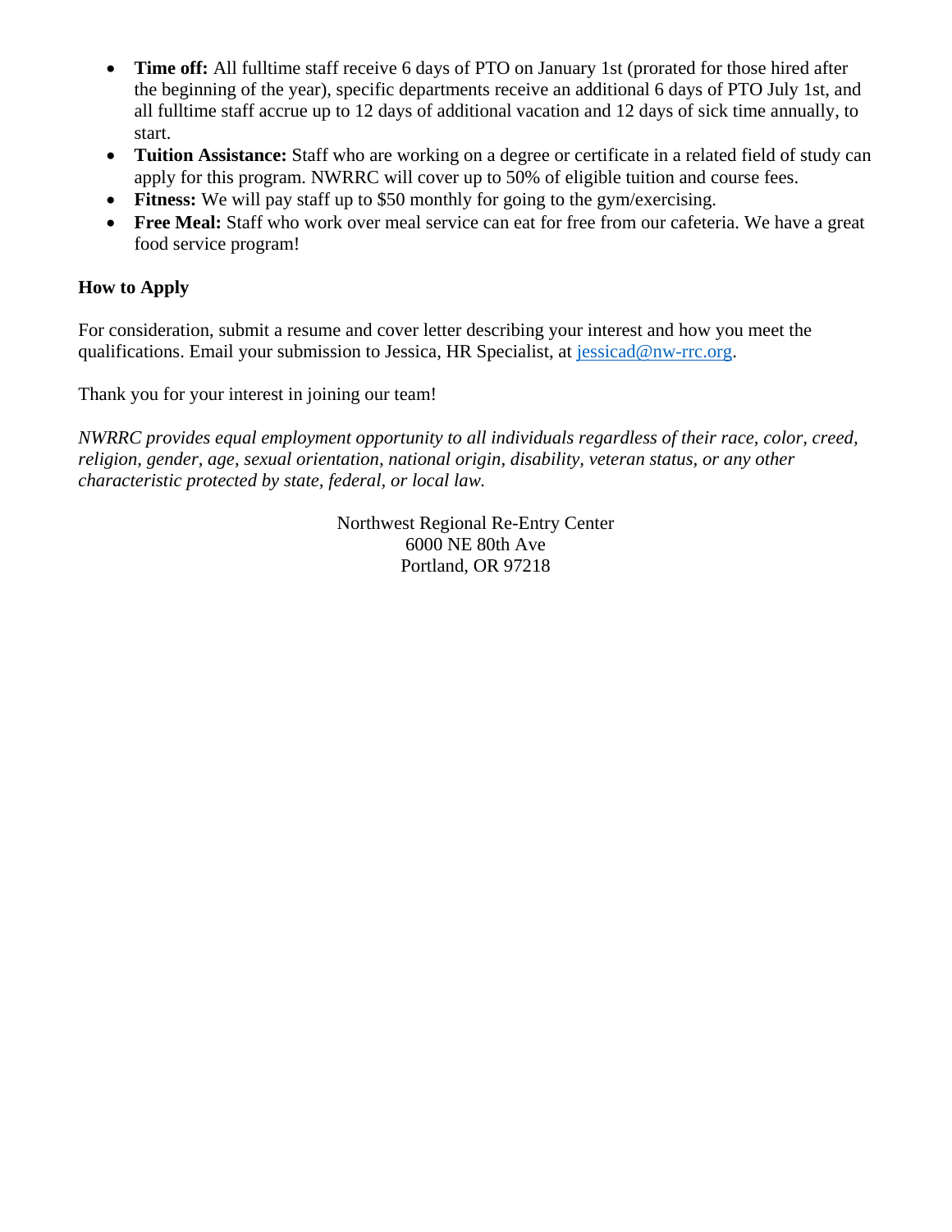- **Time off:** All fulltime staff receive 6 days of PTO on January 1st (prorated for those hired after the beginning of the year), specific departments receive an additional 6 days of PTO July 1st, and all fulltime staff accrue up to 12 days of additional vacation and 12 days of sick time annually, to start.
- **Tuition Assistance:** Staff who are working on a degree or certificate in a related field of study can apply for this program. NWRRC will cover up to 50% of eligible tuition and course fees.
- **Fitness:** We will pay staff up to $50 monthly for going to the gym/exercising.
- **Free Meal:** Staff who work over meal service can eat for free from our cafeteria. We have a great food service program!

**How to Apply**

For consideration, submit a resume and cover letter describing your interest and how you meet the qualifications. Email your submission to Jessica, HR Specialist, at [jessicad@nw-rrc.org](mailto:jessicad@nw-rrc.org).

Thank you for your interest in joining our team!

*NWRRC provides equal employment opportunity to all individuals regardless of their race, color, creed, religion, gender, age, sexual orientation, national origin, disability, veteran status, or any other characteristic protected by state, federal, or local law.*

Northwest Regional Re-Entry Center
6000 NE 80th Ave
Portland, OR 97218